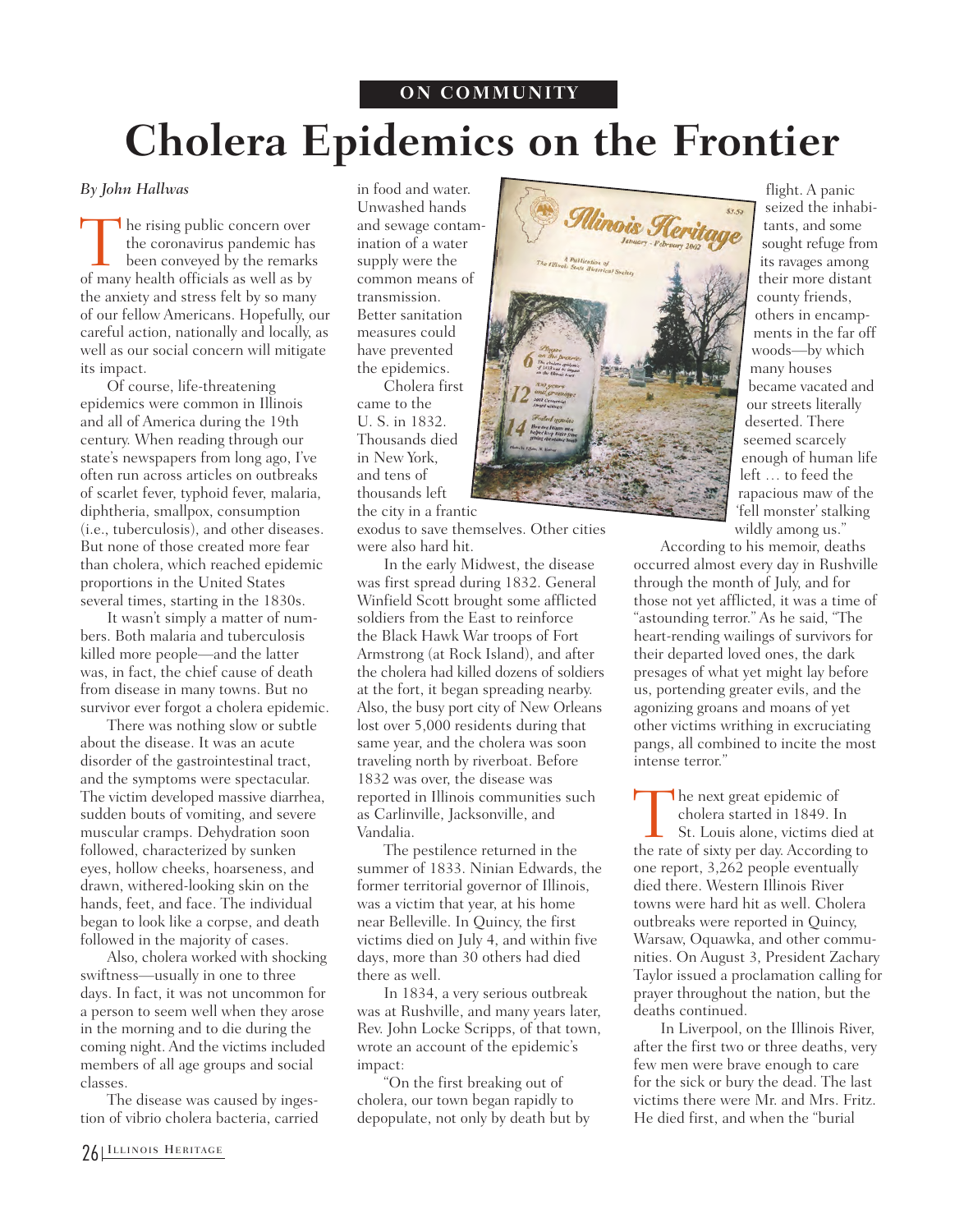ON COMMUNITY

# Cholera Epidemics on the Frontier

*By John Hallwas*

The rising public concern over the coronavirus pandemic has been conveyed by the remarks of many health officials as well as by the anxiety and stress felt by so many of our fellow Americans. Hopefully, our careful action, nationally and locally, as well as our social concern will mitigate its impact.

Of course, life-threatening epidemics were common in Illinois and all of America during the 19th century. When reading through our state's newspapers from long ago, I've often run across articles on outbreaks of scarlet fever, typhoid fever, malaria, diphtheria, smallpox, consumption (i.e., tuberculosis), and other diseases. But none of those created more fear than cholera, which reached epidemic proportions in the United States several times, starting in the 1830s.

It wasn't simply a matter of numbers. Both malaria and tuberculosis killed more people—and the latter was, in fact, the chief cause of death from disease in many towns. But no survivor ever forgot a cholera epidemic.

There was nothing slow or subtle about the disease. It was an acute disorder of the gastrointestinal tract, and the symptoms were spectacular. The victim developed massive diarrhea, sudden bouts of vomiting, and severe muscular cramps. Dehydration soon followed, characterized by sunken eyes, hollow cheeks, hoarseness, and drawn, withered-looking skin on the hands, feet, and face. The individual began to look like a corpse, and death followed in the majority of cases.

Also, cholera worked with shocking swiftness—usually in one to three days. In fact, it was not uncommon for a person to seem well when they arose in the morning and to die during the coming night. And the victims included members of all age groups and social classes.

The disease was caused by ingestion of vibrio cholera bacteria, carried in food and water. Unwashed hands and sewage contamination of a water supply were the common means of transmission. Better sanitation measures could have prevented the epidemics.

Cholera first came to the U. S. in 1832. Thousands died in New York, and tens of thousands left the city in a frantic exodus to save themselves. Other cities were also hard hit.

In the early Midwest, the disease was first spread during 1832. General Winfield Scott brought some afflicted soldiers from the East to reinforce the Black Hawk War troops of Fort Armstrong (at Rock Island), and after the cholera had killed dozens of soldiers at the fort, it began spreading nearby. Also, the busy port city of New Orleans lost over 5,000 residents during that same year, and the cholera was soon traveling north by riverboat. Before 1832 was over, the disease was reported in Illinois communities such as Carlinville, Jacksonville, and Vandalia.

The pestilence returned in the summer of 1833. Ninian Edwards, the former territorial governor of Illinois, was a victim that year, at his home near Belleville. In Quincy, the first victims died on July 4, and within five days, more than 30 others had died there as well.

In 1834, a very serious outbreak was at Rushville, and many years later, Rev. John Locke Scripps, of that town, wrote an account of the epidemic's impact:

"On the first breaking out of cholera, our town began rapidly to depopulate, not only by death but by flight. A panic seized the inhabitants, and some sought refuge from its ravages among their more distant county friends, others in encampments in the far off woods—by which many houses became vacated and our streets literally deserted. There seemed scarcely enough of human life left … to feed the rapacious maw of the 'fell monster' stalking wildly among us."

According to his memoir, deaths occurred almost every day in Rushville through the month of July, and for those not yet afflicted, it was a time of "astounding terror." As he said, "The heart-rending wailings of survivors for their departed loved ones, the dark presages of what yet might lay before us, portending greater evils, and the agonizing groans and moans of yet other victims writhing in excruciating pangs, all combined to incite the most intense terror."

The next great epidemic of cholera started in 1849. In St. Louis alone, victims died at the rate of sixty per day. According to one report, 3,262 people eventually died there. Western Illinois River towns were hard hit as well. Cholera outbreaks were reported in Quincy, Warsaw, Oquawka, and other communities. On August 3, President Zachary Taylor issued a proclamation calling for prayer throughout the nation, but the deaths continued.

In Liverpool, on the Illinois River, after the first two or three deaths, very few men were brave enough to care for the sick or bury the dead. The last victims there were Mr. and Mrs. Fritz. He died first, and when the "burial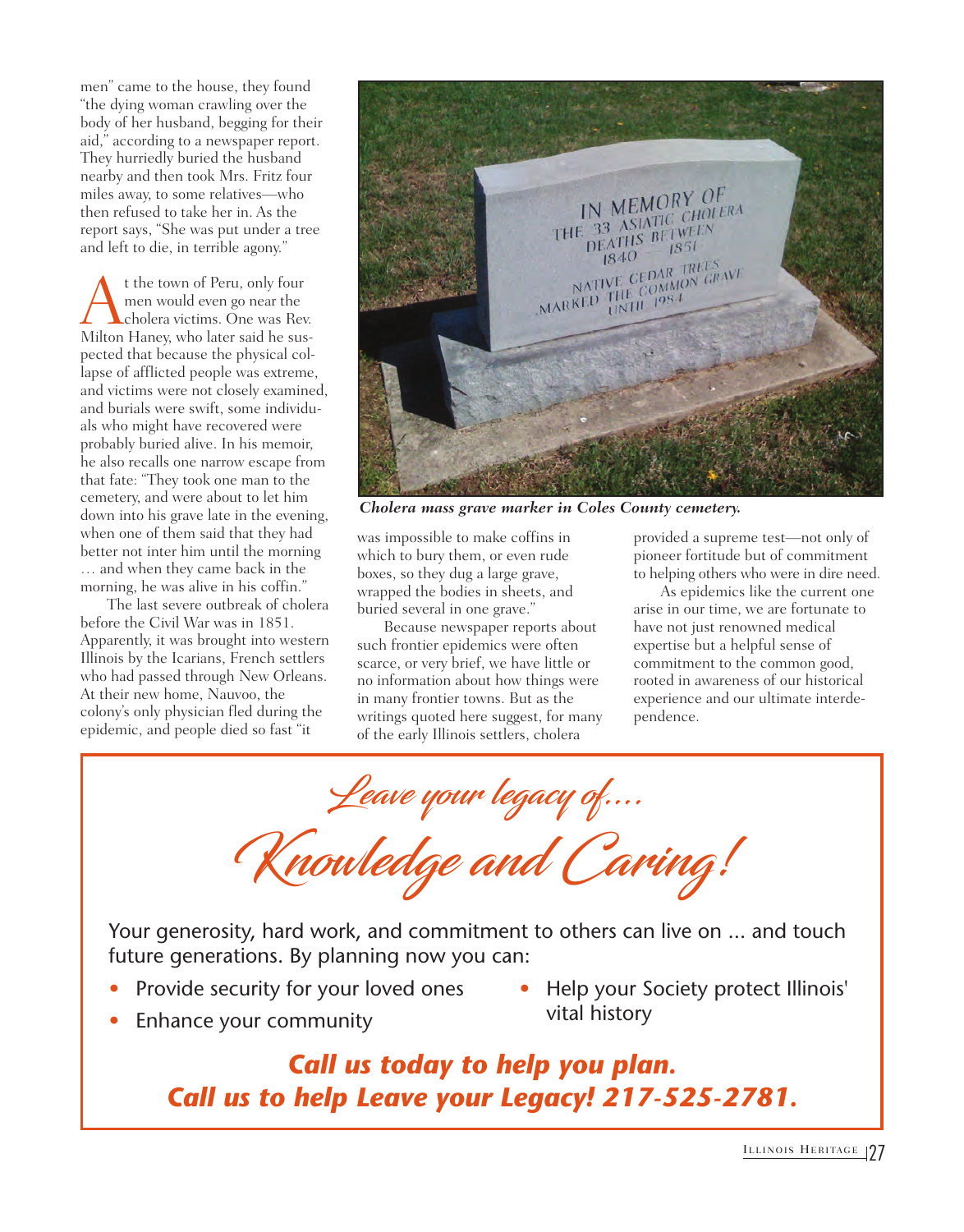men" came to the house, they found "the dying woman crawling over the body of her husband, begging for their aid," according to a newspaper report. They hurriedly buried the husband nearby and then took Mrs. Fritz four miles away, to some relatives—who then refused to take her in. As the report says, "She was put under a tree and left to die, in terrible agony."

At the town of Peru, only four men would even go near the cholera victims. One was Rev. Milton Haney, who later said he suspected that because the physical collapse of afflicted people was extreme, and victims were not closely examined, and burials were swift, some individuals who might have recovered were probably buried alive. In his memoir, he also recalls one narrow escape from that fate: "They took one man to the cemetery, and were about to let him down into his grave late in the evening, when one of them said that they had better not inter him until the morning … and when they came back in the morning, he was alive in his coffin."

The last severe outbreak of cholera before the Civil War was in 1851. Apparently, it was brought into western Illinois by the Icarians, French settlers who had passed through New Orleans. At their new home, Nauvoo, the colony's only physician fled during the epidemic, and people died so fast "it was impossible to make coffins in which to bury them, or even rude boxes, so they dug a large grave, wrapped the bodies in sheets, and buried several in one grave."

***Cholera mass grave marker in Coles County cemetery.***

Because newspaper reports about such frontier epidemics were often scarce, or very brief, we have little or no information about how things were in many frontier towns. But as the writings quoted here suggest, for many of the early Illinois settlers, cholera provided a supreme test—not only of pioneer fortitude but of commitment to helping others who were in dire need.

As epidemics like the current one arise in our time, we are fortunate to have not just renowned medical expertise but a helpful sense of commitment to the common good, rooted in awareness of our historical experience and our ultimate interdependence.

*Leave your legacy of....*

*Knowledge and Caring!*

Your generosity, hard work, and commitment to others can live on ... and touch future generations. By planning now you can:

- Provide security for your loved ones
- Enhance your community
- Help your Society protect Illinois' vital history

***Call us today to help you plan.***
***Call us to help Leave your Legacy! 217-525-2781.***